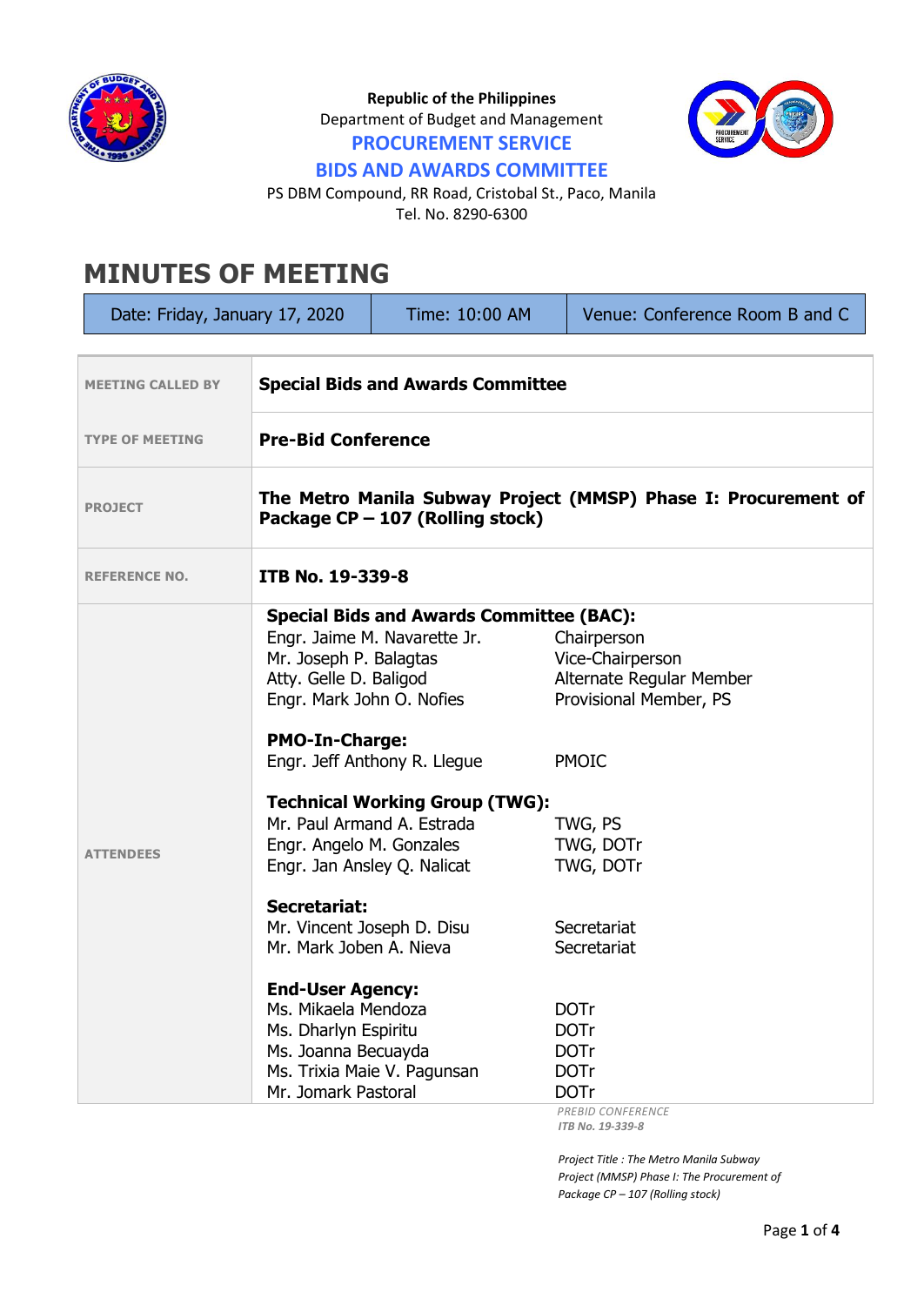Republic of the Philippines
Department of Budget and Management
**PROCUREMENT SERVICE**
**BIDS AND AWARDS COMMITTEE**
PS DBM Compound, RR Road, Cristobal St., Paco, Manila
Tel. No. 8290-6300

# MINUTES OF MEETING

| Date: Friday, January 17, 2020 | Time: 10:00 AM | Venue: Conference Room B and C |
|---|---|---|

| | |
|---|---|
| MEETING CALLED BY | **Special Bids and Awards Committee** |
| TYPE OF MEETING | **Pre-Bid Conference** |
| PROJECT | **The Metro Manila Subway Project (MMSP) Phase I: Procurement of Package CP – 107 (Rolling stock)** |
| REFERENCE NO. | **ITB No. 19-339-8** |
| ATTENDEES | **Special Bids and Awards Committee (BAC):**<br>Engr. Jaime M. Navarette Jr. — Chairperson<br>Mr. Joseph P. Balagtas — Vice-Chairperson<br>Atty. Gelle D. Baligod — Alternate Regular Member<br>Engr. Mark John O. Nofies — Provisional Member, PS<br><br>**PMO-In-Charge:**<br>Engr. Jeff Anthony R. Llegue — PMOIC<br><br>**Technical Working Group (TWG):**<br>Mr. Paul Armand A. Estrada — TWG, PS<br>Engr. Angelo M. Gonzales — TWG, DOTr<br>Engr. Jan Ansley Q. Nalicat — TWG, DOTr<br><br>**Secretariat:**<br>Mr. Vincent Joseph D. Disu — Secretariat<br>Mr. Mark Joben A. Nieva — Secretariat<br><br>**End-User Agency:**<br>Ms. Mikaela Mendoza — DOTr<br>Ms. Dharlyn Espiritu — DOTr<br>Ms. Joanna Becuayda — DOTr<br>Ms. Trixia Maie V. Pagunsan — DOTr<br>Mr. Jomark Pastoral — DOTr |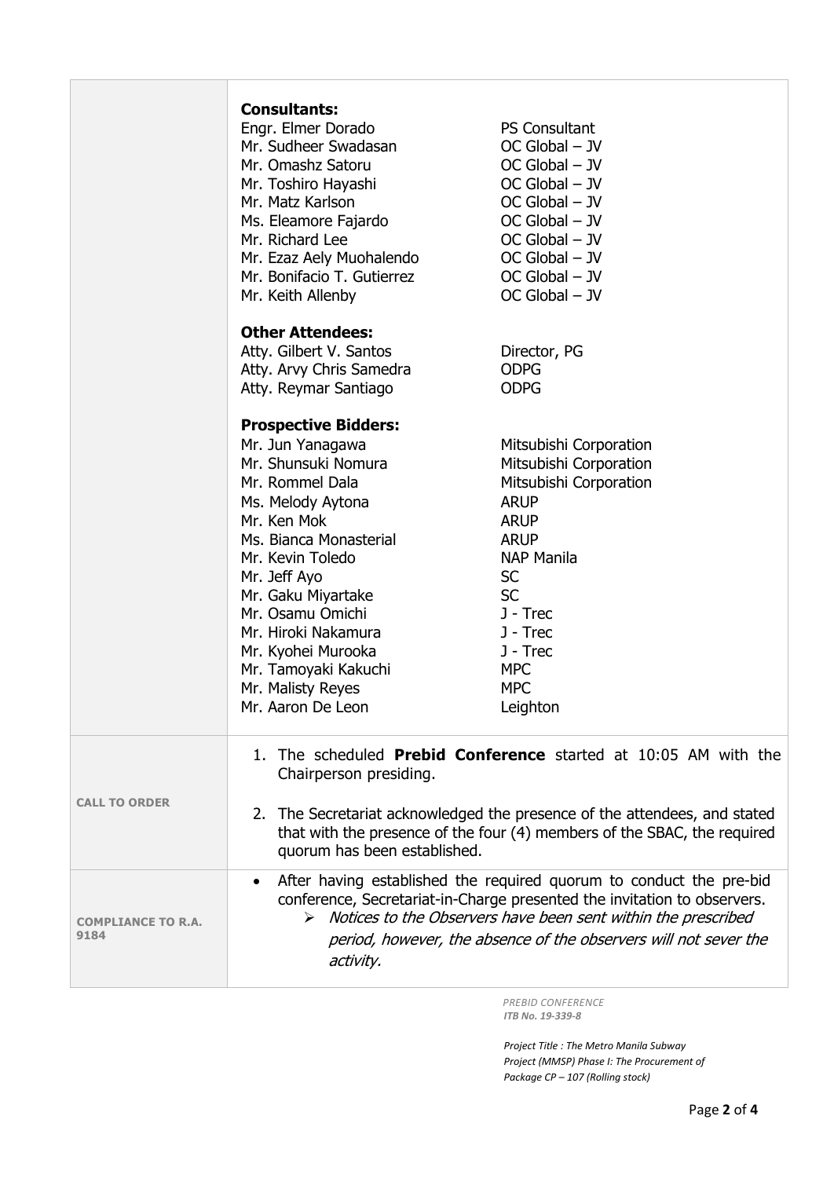| | |
|---|---|
| | **Consultants:**<br>Engr. Elmer Dorado — PS Consultant<br>Mr. Sudheer Swadasan — OC Global – JV<br>Mr. Omashz Satoru — OC Global – JV<br>Mr. Toshiro Hayashi — OC Global – JV<br>Mr. Matz Karlson — OC Global – JV<br>Ms. Eleamore Fajardo — OC Global – JV<br>Mr. Richard Lee — OC Global – JV<br>Mr. Ezaz Aely Muohalendo — OC Global – JV<br>Mr. Bonifacio T. Gutierrez — OC Global – JV<br>Mr. Keith Allenby — OC Global – JV<br><br>**Other Attendees:**<br>Atty. Gilbert V. Santos — Director, PG<br>Atty. Arvy Chris Samedra — ODPG<br>Atty. Reymar Santiago — ODPG<br><br>**Prospective Bidders:**<br>Mr. Jun Yanagawa — Mitsubishi Corporation<br>Mr. Shunsuki Nomura — Mitsubishi Corporation<br>Mr. Rommel Dala — Mitsubishi Corporation<br>Ms. Melody Aytona — ARUP<br>Mr. Ken Mok — ARUP<br>Ms. Bianca Monasterial — ARUP<br>Mr. Kevin Toledo — NAP Manila<br>Mr. Jeff Ayo — SC<br>Mr. Gaku Miyartake — SC<br>Mr. Osamu Omichi — J - Trec<br>Mr. Hiroki Nakamura — J - Trec<br>Mr. Kyohei Murooka — J - Trec<br>Mr. Tamoyaki Kakuchi — MPC<br>Mr. Malisty Reyes — MPC<br>Mr. Aaron De Leon — Leighton |
| **CALL TO ORDER** | 1. The scheduled **Prebid Conference** started at 10:05 AM with the Chairperson presiding.<br><br>2. The Secretariat acknowledged the presence of the attendees, and stated that with the presence of the four (4) members of the SBAC, the required quorum has been established. |
| **COMPLIANCE TO R.A. 9184** | • After having established the required quorum to conduct the pre-bid conference, Secretariat-in-Charge presented the invitation to observers.<br>➢ *Notices to the Observers have been sent within the prescribed period, however, the absence of the observers will not sever the activity.* |

*PREBID CONFERENCE*
***ITB No. 19-339-8***

*Project Title : The Metro Manila Subway Project (MMSP) Phase I: The Procurement of Package CP – 107 (Rolling stock)*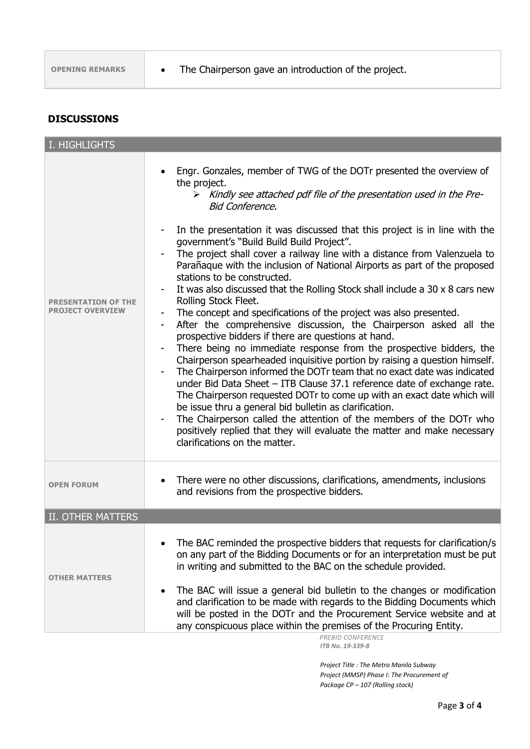| OPENING REMARKS | • The Chairperson gave an introduction of the project. |
|---|---|

## DISCUSSIONS

| I. HIGHLIGHTS | |
|---|---|
| **PRESENTATION OF THE PROJECT OVERVIEW** | • Engr. Gonzales, member of TWG of the DOTr presented the overview of the project.<br>➢ *Kindly see attached pdf file of the presentation used in the Pre-Bid Conference.*<br><br>- In the presentation it was discussed that this project is in line with the government's "Build Build Build Project".<br>- The project shall cover a railway line with a distance from Valenzuela to Parañaque with the inclusion of National Airports as part of the proposed stations to be constructed.<br>- It was also discussed that the Rolling Stock shall include a 30 x 8 cars new Rolling Stock Fleet.<br>- The concept and specifications of the project was also presented.<br>- After the comprehensive discussion, the Chairperson asked all the prospective bidders if there are questions at hand.<br>- There being no immediate response from the prospective bidders, the Chairperson spearheaded inquisitive portion by raising a question himself.<br>- The Chairperson informed the DOTr team that no exact date was indicated under Bid Data Sheet – ITB Clause 37.1 reference date of exchange rate. The Chairperson requested DOTr to come up with an exact date which will be issue thru a general bid bulletin as clarification.<br>- The Chairperson called the attention of the members of the DOTr who positively replied that they will evaluate the matter and make necessary clarifications on the matter. |
| **OPEN FORUM** | • There were no other discussions, clarifications, amendments, inclusions and revisions from the prospective bidders. |
| **II. OTHER MATTERS** | |
| **OTHER MATTERS** | • The BAC reminded the prospective bidders that requests for clarification/s on any part of the Bidding Documents or for an interpretation must be put in writing and submitted to the BAC on the schedule provided.<br><br>• The BAC will issue a general bid bulletin to the changes or modification and clarification to be made with regards to the Bidding Documents which will be posted in the DOTr and the Procurement Service website and at any conspicuous place within the premises of the Procuring Entity. |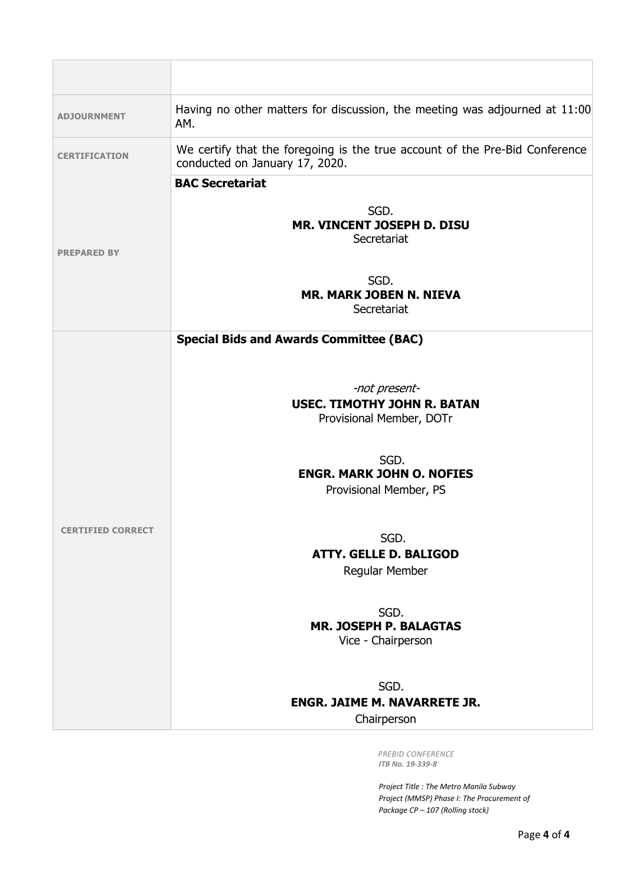| | |
|---|---|
| | |
| ADJOURNMENT | Having no other matters for discussion, the meeting was adjourned at 11:00 AM. |
| CERTIFICATION | We certify that the foregoing is the true account of the Pre-Bid Conference conducted on January 17, 2020. |
| PREPARED BY | **BAC Secretariat**<br><br>SGD.<br>**MR. VINCENT JOSEPH D. DISU**<br>Secretariat<br><br>SGD.<br>**MR. MARK JOBEN N. NIEVA**<br>Secretariat |
| CERTIFIED CORRECT | **Special Bids and Awards Committee (BAC)**<br><br>*-not present-*<br>**USEC. TIMOTHY JOHN R. BATAN**<br>Provisional Member, DOTr<br><br>SGD.<br>**ENGR. MARK JOHN O. NOFIES**<br>Provisional Member, PS<br><br>SGD.<br>**ATTY. GELLE D. BALIGOD**<br>Regular Member<br><br>SGD.<br>**MR. JOSEPH P. BALAGTAS**<br>Vice - Chairperson<br><br>SGD.<br>**ENGR. JAIME M. NAVARRETE JR.**<br>Chairperson |